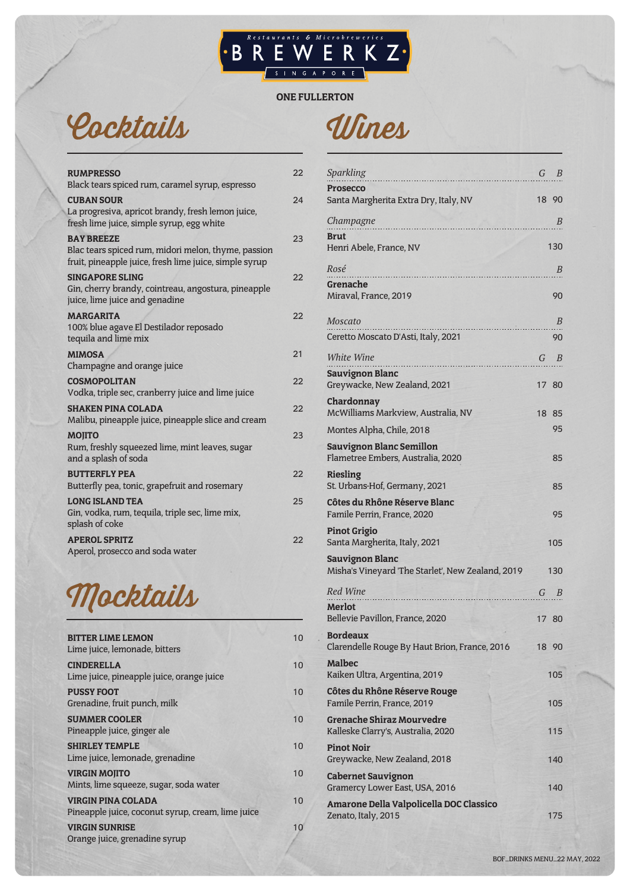Restaurants & Microbreweries

BREWERKZ

SINGAPORE

**ONE FULLERTON**

# Cocktails

| | |
|---|---|
| **RUMPRESSO**<br>Black tears spiced rum, caramel syrup, espresso | 22 |
| **CUBAN SOUR**<br>La progresiva, apricot brandy, fresh lemon juice, fresh lime juice, simple syrup, egg white | 24 |
| **BAY BREEZE**<br>Blac tears spiced rum, midori melon, thyme, passion fruit, pineapple juice, fresh lime juice, simple syrup | 23 |
| **SINGAPORE SLING**<br>Gin, cherry brandy, cointreau, angostura, pineapple juice, lime juice and genadine | 22 |
| **MARGARITA**<br>100% blue agave El Destilador reposado tequila and lime mix | 22 |
| **MIMOSA**<br>Champagne and orange juice | 21 |
| **COSMOPOLITAN**<br>Vodka, triple sec, cranberry juice and lime juice | 22 |
| **SHAKEN PINA COLADA**<br>Malibu, pineapple juice, pineapple slice and cream | 22 |
| **MOJITO**<br>Rum, freshly squeezed lime, mint leaves, sugar and a splash of soda | 23 |
| **BUTTERFLY PEA**<br>Butterfly pea, tonic, grapefruit and rosemary | 22 |
| **LONG ISLAND TEA**<br>Gin, vodka, rum, tequila, triple sec, lime mix, splash of coke | 25 |
| **APEROL SPRITZ**<br>Aperol, prosecco and soda water | 22 |

# Mocktails

| | |
|---|---|
| **BITTER LIME LEMON**<br>Lime juice, lemonade, bitters | 10 |
| **CINDERELLA**<br>Lime juice, pineapple juice, orange juice | 10 |
| **PUSSY FOOT**<br>Grenadine, fruit punch, milk | 10 |
| **SUMMER COOLER**<br>Pineapple juice, ginger ale | 10 |
| **SHIRLEY TEMPLE**<br>Lime juice, lemonade, grenadine | 10 |
| **VIRGIN MOJITO**<br>Mints, lime squeeze, sugar, soda water | 10 |
| **VIRGIN PINA COLADA**<br>Pineapple juice, coconut syrup, cream, lime juice | 10 |
| **VIRGIN SUNRISE**<br>Orange juice, grenadine syrup | 10 |

# Wines

| *Sparkling* | *G* | *B* |
|---|---|---|
| **Prosecco**<br>Santa Margherita Extra Dry, Italy, NV | 18 | 90 |
| *Champagne* | | *B* |
| **Brut**<br>Henri Abele, France, NV | | 130 |
| *Rosé* | | *B* |
| **Grenache**<br>Miraval, France, 2019 | | 90 |
| *Moscato* | | *B* |
| Ceretto Moscato D'Asti, Italy, 2021 | | 90 |
| *White Wine* | *G* | *B* |
| **Sauvignon Blanc**<br>Greywacke, New Zealand, 2021 | 17 | 80 |
| **Chardonnay**<br>McWilliams Markview, Australia, NV | 18 | 85 |
| Montes Alpha, Chile, 2018 | | 95 |
| **Sauvignon Blanc Semillon**<br>Flametree Embers, Australia, 2020 | | 85 |
| **Riesling**<br>St. Urbans-Hof, Germany, 2021 | | 85 |
| **Côtes du Rhône Réserve Blanc**<br>Famile Perrin, France, 2020 | | 95 |
| **Pinot Grigio**<br>Santa Margherita, Italy, 2021 | | 105 |
| **Sauvignon Blanc**<br>Misha's Vineyard 'The Starlet', New Zealand, 2019 | | 130 |
| *Red Wine* | *G* | *B* |
| **Merlot**<br>Bellevie Pavillon, France, 2020 | 17 | 80 |
| **Bordeaux**<br>Clarendelle Rouge By Haut Brion, France, 2016 | 18 | 90 |
| **Malbec**<br>Kaiken Ultra, Argentina, 2019 | | 105 |
| **Côtes du Rhône Réserve Rouge**<br>Famile Perrin, France, 2019 | | 105 |
| **Grenache Shiraz Mourvedre**<br>Kalleske Clarry's, Australia, 2020 | | 115 |
| **Pinot Noir**<br>Greywacke, New Zealand, 2018 | | 140 |
| **Cabernet Sauvignon**<br>Gramercy Lower East, USA, 2016 | | 140 |
| **Amarone Della Valpolicella DOC Classico**<br>Zenato, Italy, 2015 | | 175 |

BOF_DRINKS MENU_22 MAY, 2022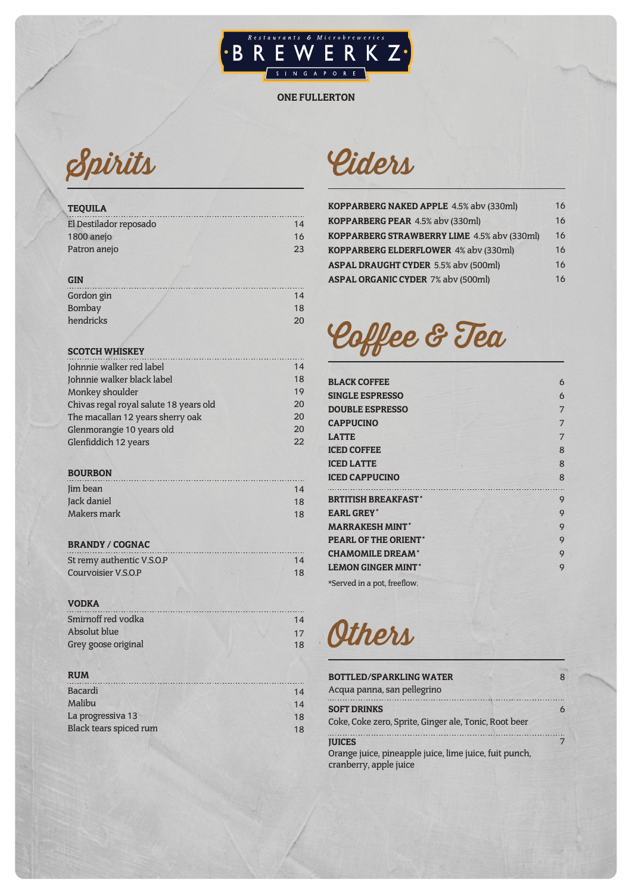# BREWERKZ

Restaurants & Microbreweries

SINGAPORE

**ONE FULLERTON**

## Spirits

### TEQUILA

| | |
|---|---|
| El Destilador reposado | 14 |
| 1800 anejo | 16 |
| Patron anejo | 23 |

### GIN

| | |
|---|---|
| Gordon gin | 14 |
| Bombay | 18 |
| hendricks | 20 |

### SCOTCH WHISKEY

| | |
|---|---|
| Johnnie walker red label | 14 |
| Johnnie walker black label | 18 |
| Monkey shoulder | 19 |
| Chivas regal royal salute 18 years old | 20 |
| The macallan 12 years sherry oak | 20 |
| Glenmorangie 10 years old | 20 |
| Glenfiddich 12 years | 22 |

### BOURBON

| | |
|---|---|
| Jim bean | 14 |
| Jack daniel | 18 |
| Makers mark | 18 |

### BRANDY / COGNAC

| | |
|---|---|
| St remy authentic V.S.O.P | 14 |
| Courvoisier V.S.O.P | 18 |

### VODKA

| | |
|---|---|
| Smirnoff red vodka | 14 |
| Absolut blue | 17 |
| Grey goose original | 18 |

### RUM

| | |
|---|---|
| Bacardi | 14 |
| Malibu | 14 |
| La progressiva 13 | 18 |
| Black tears spiced rum | 18 |

## Ciders

| | |
|---|---|
| **KOPPARBERG NAKED APPLE** 4.5% abv (330ml) | 16 |
| **KOPPARBERG PEAR** 4.5% abv (330ml) | 16 |
| **KOPPARBERG STRAWBERRY LIME** 4.5% abv (330ml) | 16 |
| **KOPPARBERG ELDERFLOWER** 4% abv (330ml) | 16 |
| **ASPAL DRAUGHT CYDER** 5.5% abv (500ml) | 16 |
| **ASPAL ORGANIC CYDER** 7% abv (500ml) | 16 |

## Coffee & Tea

| | |
|---|---|
| **BLACK COFFEE** | 6 |
| **SINGLE ESPRESSO** | 6 |
| **DOUBLE ESPRESSO** | 7 |
| **CAPPUCINO** | 7 |
| **LATTE** | 7 |
| **ICED COFFEE** | 8 |
| **ICED LATTE** | 8 |
| **ICED CAPPUCINO** | 8 |
| **BRTITISH BREAKFAST*** | 9 |
| **EARL GREY*** | 9 |
| **MARRAKESH MINT*** | 9 |
| **PEARL OF THE ORIENT*** | 9 |
| **CHAMOMILE DREAM*** | 9 |
| **LEMON GINGER MINT*** | 9 |

*Served in a pot, freeflow.

## Others

**BOTTLED/SPARKLING WATER** — 8
Acqua panna, san pellegrino

**SOFT DRINKS** — 6
Coke, Coke zero, Sprite, Ginger ale, Tonic, Root beer

**JUICES** — 7
Orange juice, pineapple juice, lime juice, fuit punch, cranberry, apple juice